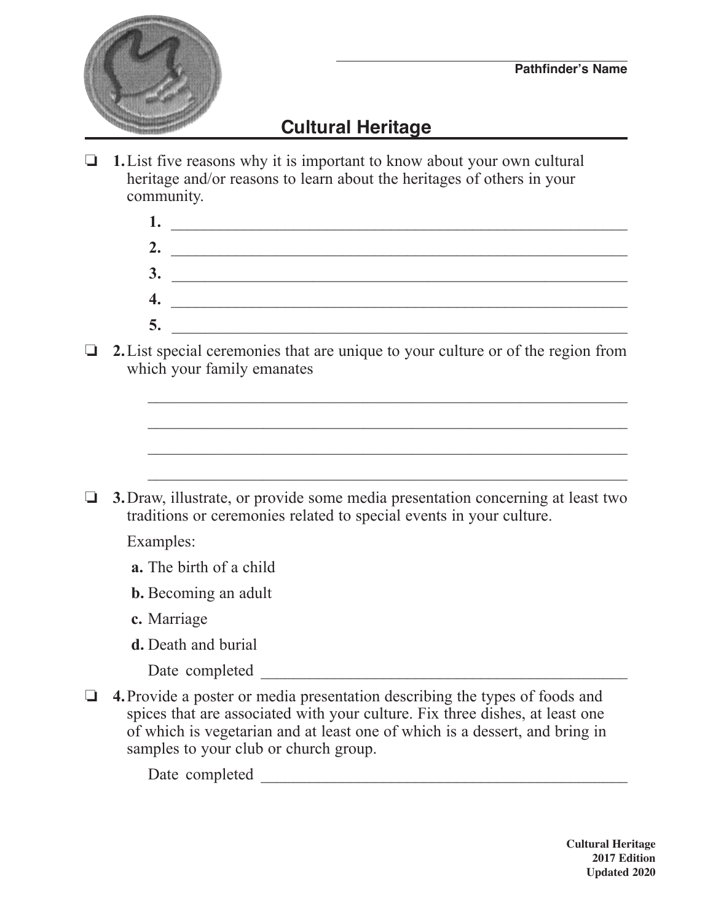Pathfinder's Name ______________________

# Cultural Heritage

- ❏ **1.** List five reasons why it is important to know about your own cultural heritage and/or reasons to learn about the heritages of others in your community.

  **1.** ______________________________________________

  **2.** ______________________________________________

  **3.** ______________________________________________

  **4.** ______________________________________________

  **5.** ______________________________________________

- ❏ **2.** List special ceremonies that are unique to your culture or of the region from which your family emanates

  ______________________________________________

  ______________________________________________

  ______________________________________________

  ______________________________________________

- ❏ **3.** Draw, illustrate, or provide some media presentation concerning at least two traditions or ceremonies related to special events in your culture.

  Examples:

  **a.** The birth of a child

  **b.** Becoming an adult

  **c.** Marriage

  **d.** Death and burial

  Date completed ______________________________

- ❏ **4.** Provide a poster or media presentation describing the types of foods and spices that are associated with your culture. Fix three dishes, at least one of which is vegetarian and at least one of which is a dessert, and bring in samples to your club or church group.

  Date completed ______________________________

**Cultural Heritage**
**2017 Edition**
**Updated 2020**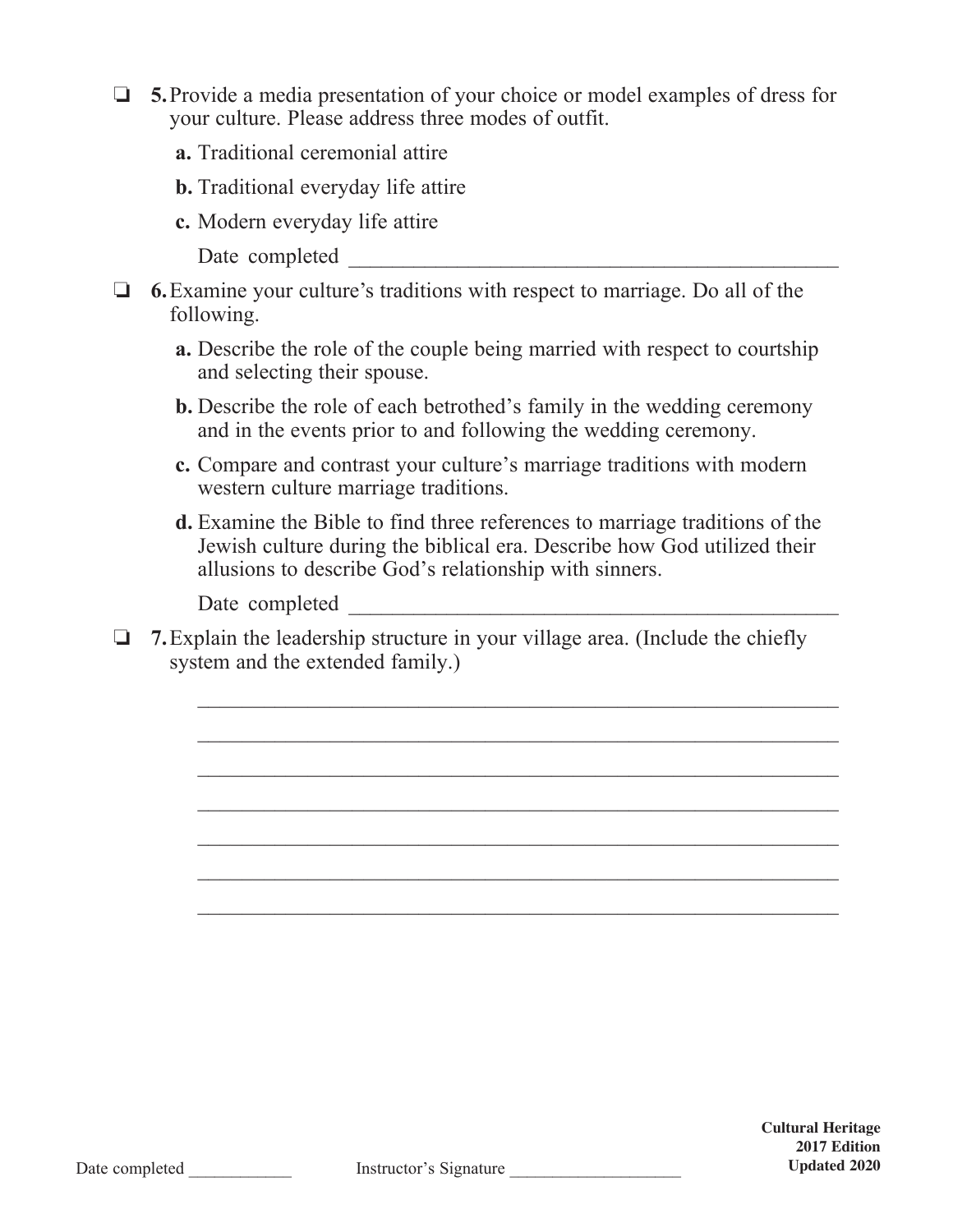- ❏ **5.** Provide a media presentation of your choice or model examples of dress for your culture. Please address three modes of outfit.

  **a.** Traditional ceremonial attire

  **b.** Traditional everyday life attire

  **c.** Modern everyday life attire

  Date completed ______________________________________________

- ❏ **6.** Examine your culture's traditions with respect to marriage. Do all of the following.

  **a.** Describe the role of the couple being married with respect to courtship and selecting their spouse.

  **b.** Describe the role of each betrothed's family in the wedding ceremony and in the events prior to and following the wedding ceremony.

  **c.** Compare and contrast your culture's marriage traditions with modern western culture marriage traditions.

  **d.** Examine the Bible to find three references to marriage traditions of the Jewish culture during the biblical era. Describe how God utilized their allusions to describe God's relationship with sinners.

  Date completed ______________________________________________

- ❏ **7.** Explain the leadership structure in your village area. (Include the chiefly system and the extended family.)

  ____________________________________________________________

  ____________________________________________________________

  ____________________________________________________________

  ____________________________________________________________

  ____________________________________________________________

  ____________________________________________________________

  ____________________________________________________________

Date completed ____________ Instructor's Signature ____________________

**Cultural Heritage**
**2017 Edition**
**Updated 2020**